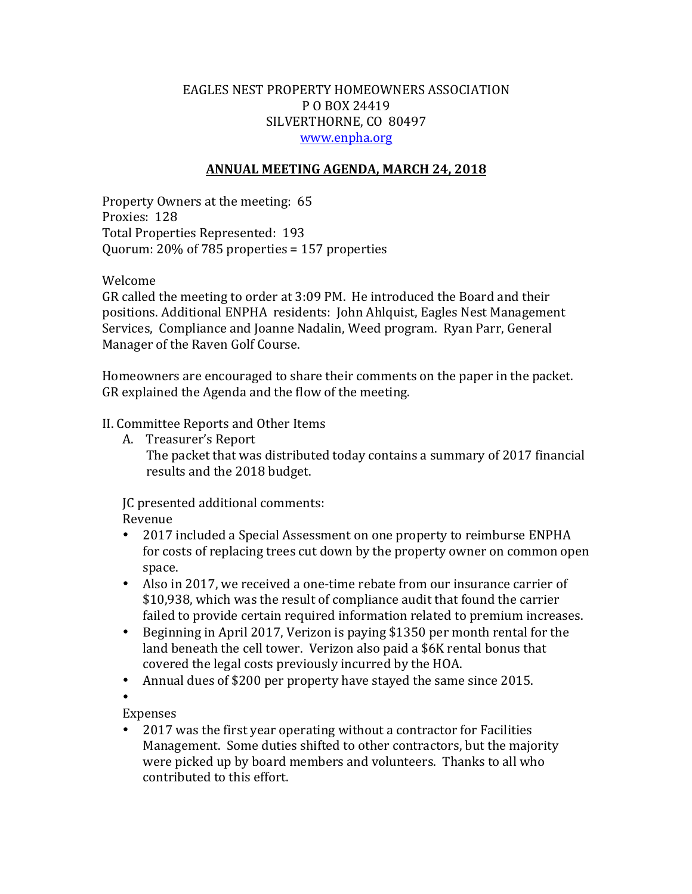EAGLES NEST PROPERTY HOMEOWNERS ASSOCIATION
P O BOX 24419
SILVERTHORNE, CO 80497
www.enpha.org

# ANNUAL MEETING AGENDA, MARCH 24, 2018

Property Owners at the meeting: 65
Proxies: 128
Total Properties Represented: 193
Quorum: 20% of 785 properties = 157 properties

Welcome
GR called the meeting to order at 3:09 PM. He introduced the Board and their positions. Additional ENPHA residents: John Ahlquist, Eagles Nest Management Services, Compliance and Joanne Nadalin, Weed program. Ryan Parr, General Manager of the Raven Golf Course.

Homeowners are encouraged to share their comments on the paper in the packet. GR explained the Agenda and the flow of the meeting.

II. Committee Reports and Other Items

A. Treasurer's Report
The packet that was distributed today contains a summary of 2017 financial results and the 2018 budget.

JC presented additional comments:
Revenue

- 2017 included a Special Assessment on one property to reimburse ENPHA for costs of replacing trees cut down by the property owner on common open space.
- Also in 2017, we received a one-time rebate from our insurance carrier of $10,938, which was the result of compliance audit that found the carrier failed to provide certain required information related to premium increases.
- Beginning in April 2017, Verizon is paying $1350 per month rental for the land beneath the cell tower. Verizon also paid a $6K rental bonus that covered the legal costs previously incurred by the HOA.
- Annual dues of $200 per property have stayed the same since 2015.
-

Expenses

- 2017 was the first year operating without a contractor for Facilities Management. Some duties shifted to other contractors, but the majority were picked up by board members and volunteers. Thanks to all who contributed to this effort.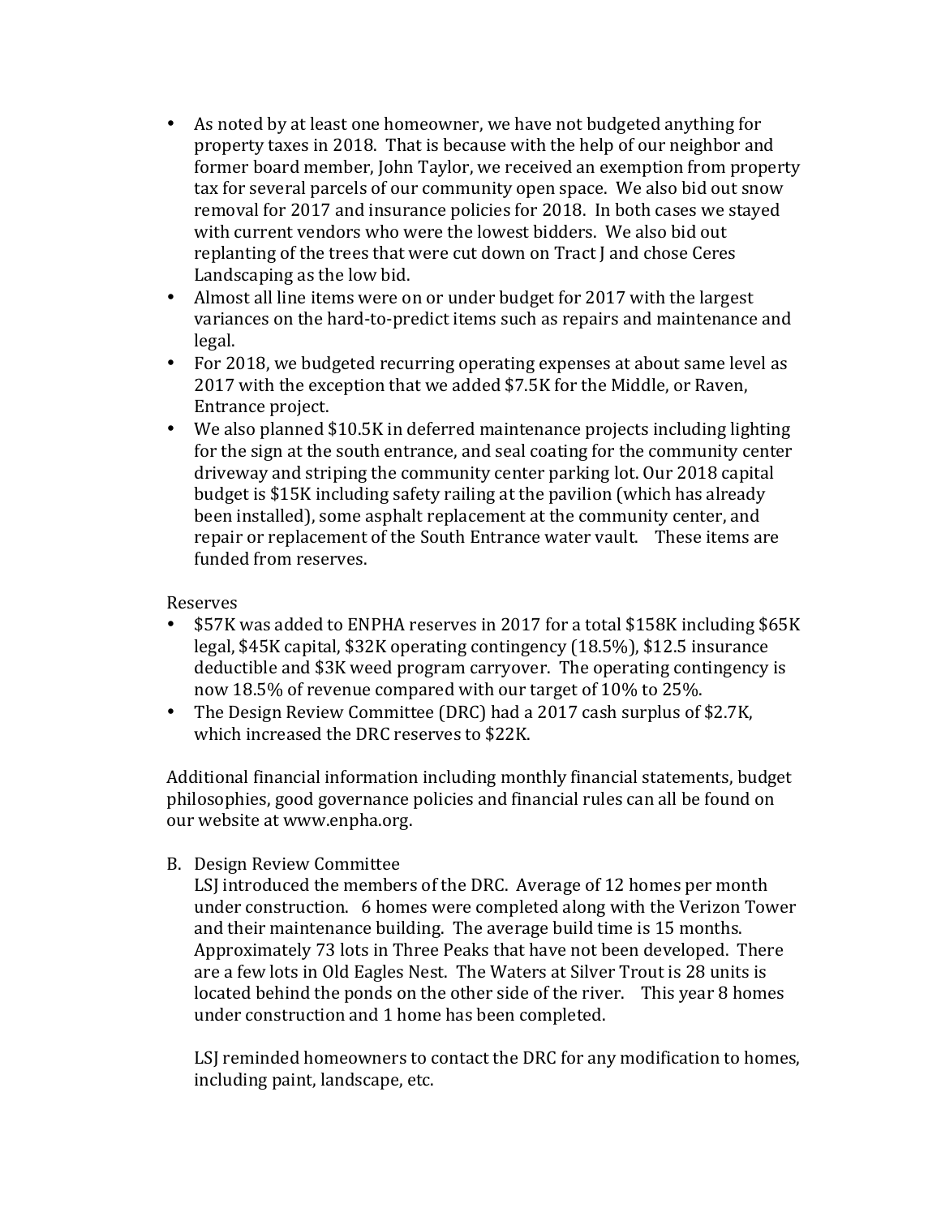- As noted by at least one homeowner, we have not budgeted anything for property taxes in 2018. That is because with the help of our neighbor and former board member, John Taylor, we received an exemption from property tax for several parcels of our community open space. We also bid out snow removal for 2017 and insurance policies for 2018. In both cases we stayed with current vendors who were the lowest bidders. We also bid out replanting of the trees that were cut down on Tract J and chose Ceres Landscaping as the low bid.
- Almost all line items were on or under budget for 2017 with the largest variances on the hard-to-predict items such as repairs and maintenance and legal.
- For 2018, we budgeted recurring operating expenses at about same level as 2017 with the exception that we added $7.5K for the Middle, or Raven, Entrance project.
- We also planned $10.5K in deferred maintenance projects including lighting for the sign at the south entrance, and seal coating for the community center driveway and striping the community center parking lot. Our 2018 capital budget is $15K including safety railing at the pavilion (which has already been installed), some asphalt replacement at the community center, and repair or replacement of the South Entrance water vault. These items are funded from reserves.

Reserves

- $57K was added to ENPHA reserves in 2017 for a total $158K including $65K legal, $45K capital, $32K operating contingency (18.5%), $12.5 insurance deductible and $3K weed program carryover. The operating contingency is now 18.5% of revenue compared with our target of 10% to 25%.
- The Design Review Committee (DRC) had a 2017 cash surplus of $2.7K, which increased the DRC reserves to $22K.

Additional financial information including monthly financial statements, budget philosophies, good governance policies and financial rules can all be found on our website at www.enpha.org.

B. Design Review Committee

LSJ introduced the members of the DRC. Average of 12 homes per month under construction. 6 homes were completed along with the Verizon Tower and their maintenance building. The average build time is 15 months. Approximately 73 lots in Three Peaks that have not been developed. There are a few lots in Old Eagles Nest. The Waters at Silver Trout is 28 units is located behind the ponds on the other side of the river. This year 8 homes under construction and 1 home has been completed.

LSJ reminded homeowners to contact the DRC for any modification to homes, including paint, landscape, etc.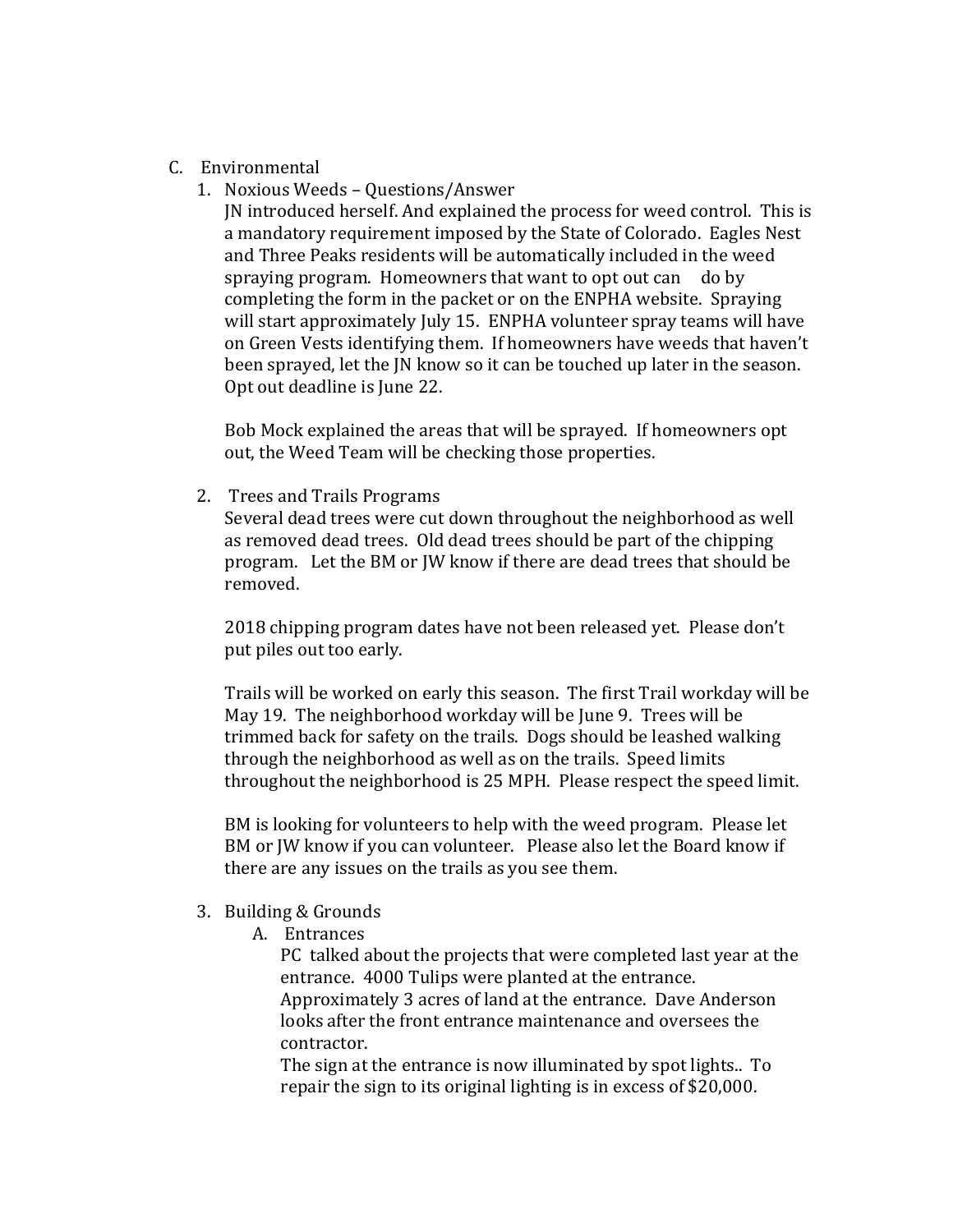C. Environmental

1. Noxious Weeds – Questions/Answer

   JN introduced herself. And explained the process for weed control. This is a mandatory requirement imposed by the State of Colorado. Eagles Nest and Three Peaks residents will be automatically included in the weed spraying program. Homeowners that want to opt out can do by completing the form in the packet or on the ENPHA website. Spraying will start approximately July 15. ENPHA volunteer spray teams will have on Green Vests identifying them. If homeowners have weeds that haven't been sprayed, let the JN know so it can be touched up later in the season. Opt out deadline is June 22.

   Bob Mock explained the areas that will be sprayed. If homeowners opt out, the Weed Team will be checking those properties.

2. Trees and Trails Programs

   Several dead trees were cut down throughout the neighborhood as well as removed dead trees. Old dead trees should be part of the chipping program. Let the BM or JW know if there are dead trees that should be removed.

   2018 chipping program dates have not been released yet. Please don't put piles out too early.

   Trails will be worked on early this season. The first Trail workday will be May 19. The neighborhood workday will be June 9. Trees will be trimmed back for safety on the trails. Dogs should be leashed walking through the neighborhood as well as on the trails. Speed limits throughout the neighborhood is 25 MPH. Please respect the speed limit.

   BM is looking for volunteers to help with the weed program. Please let BM or JW know if you can volunteer. Please also let the Board know if there are any issues on the trails as you see them.

3. Building & Grounds

   A. Entrances

      PC talked about the projects that were completed last year at the entrance. 4000 Tulips were planted at the entrance. Approximately 3 acres of land at the entrance. Dave Anderson looks after the front entrance maintenance and oversees the contractor.

      The sign at the entrance is now illuminated by spot lights.. To repair the sign to its original lighting is in excess of $20,000.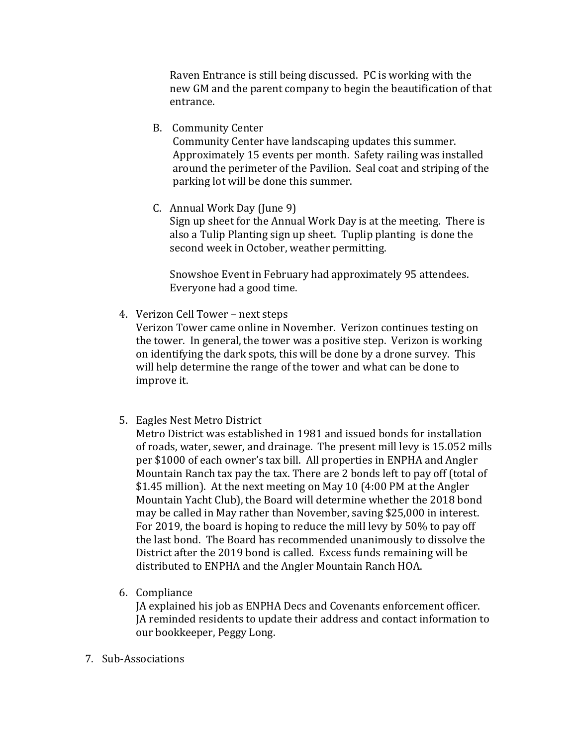Raven Entrance is still being discussed. PC is working with the new GM and the parent company to begin the beautification of that entrance.

B. Community Center
   Community Center have landscaping updates this summer. Approximately 15 events per month. Safety railing was installed around the perimeter of the Pavilion. Seal coat and striping of the parking lot will be done this summer.

C. Annual Work Day (June 9)
   Sign up sheet for the Annual Work Day is at the meeting. There is also a Tulip Planting sign up sheet. Tuplip planting is done the second week in October, weather permitting.

   Snowshoe Event in February had approximately 95 attendees. Everyone had a good time.

4. Verizon Cell Tower – next steps
   Verizon Tower came online in November. Verizon continues testing on the tower. In general, the tower was a positive step. Verizon is working on identifying the dark spots, this will be done by a drone survey. This will help determine the range of the tower and what can be done to improve it.

5. Eagles Nest Metro District
   Metro District was established in 1981 and issued bonds for installation of roads, water, sewer, and drainage. The present mill levy is 15.052 mills per $1000 of each owner's tax bill. All properties in ENPHA and Angler Mountain Ranch tax pay the tax. There are 2 bonds left to pay off (total of $1.45 million). At the next meeting on May 10 (4:00 PM at the Angler Mountain Yacht Club), the Board will determine whether the 2018 bond may be called in May rather than November, saving $25,000 in interest. For 2019, the board is hoping to reduce the mill levy by 50% to pay off the last bond. The Board has recommended unanimously to dissolve the District after the 2019 bond is called. Excess funds remaining will be distributed to ENPHA and the Angler Mountain Ranch HOA.

6. Compliance
   JA explained his job as ENPHA Decs and Covenants enforcement officer. JA reminded residents to update their address and contact information to our bookkeeper, Peggy Long.

7. Sub-Associations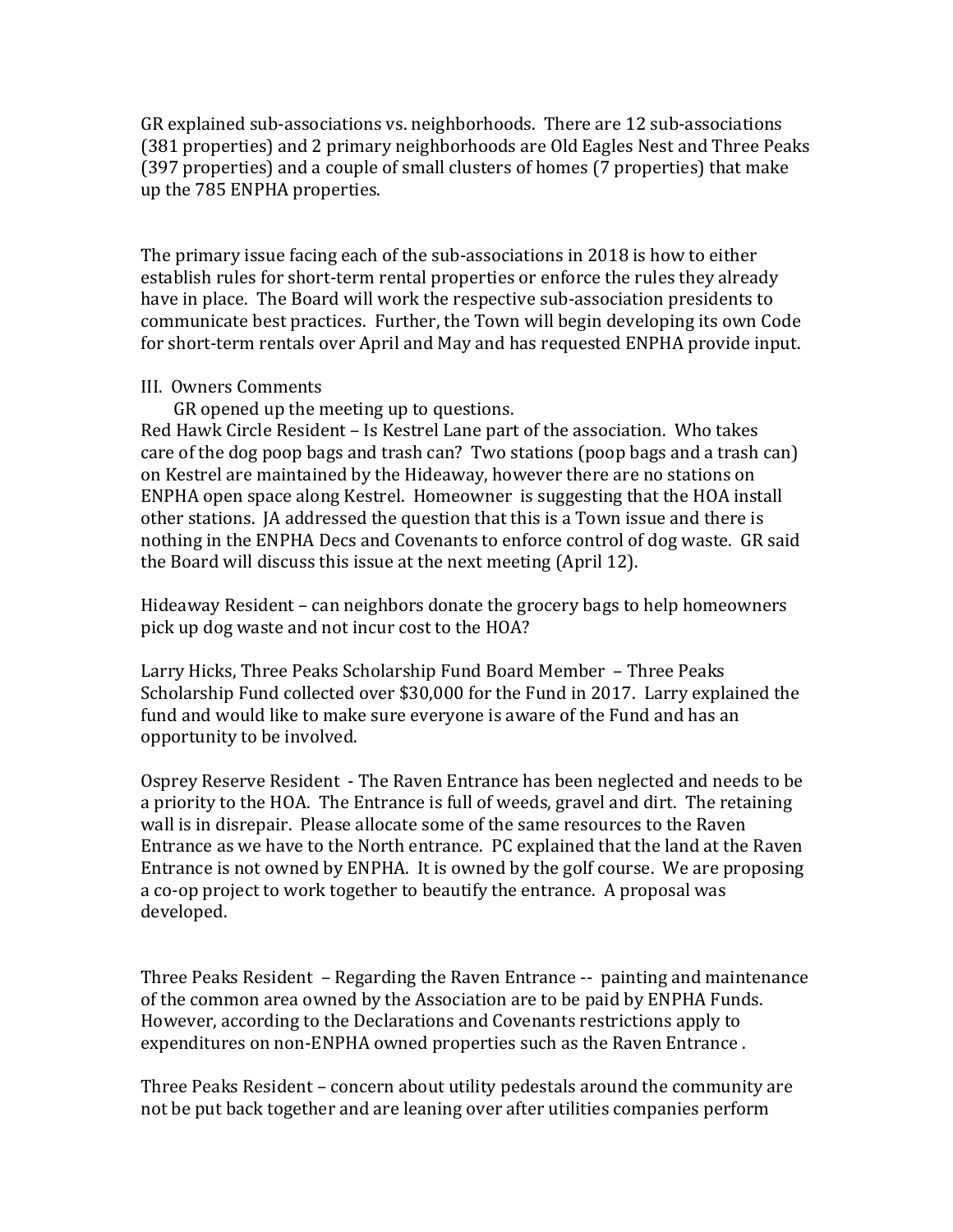GR explained sub-associations vs. neighborhoods. There are 12 sub-associations (381 properties) and 2 primary neighborhoods are Old Eagles Nest and Three Peaks (397 properties) and a couple of small clusters of homes (7 properties) that make up the 785 ENPHA properties.

The primary issue facing each of the sub-associations in 2018 is how to either establish rules for short-term rental properties or enforce the rules they already have in place. The Board will work the respective sub-association presidents to communicate best practices. Further, the Town will begin developing its own Code for short-term rentals over April and May and has requested ENPHA provide input.

III. Owners Comments

GR opened up the meeting up to questions.

Red Hawk Circle Resident – Is Kestrel Lane part of the association. Who takes care of the dog poop bags and trash can? Two stations (poop bags and a trash can) on Kestrel are maintained by the Hideaway, however there are no stations on ENPHA open space along Kestrel. Homeowner is suggesting that the HOA install other stations. JA addressed the question that this is a Town issue and there is nothing in the ENPHA Decs and Covenants to enforce control of dog waste. GR said the Board will discuss this issue at the next meeting (April 12).

Hideaway Resident – can neighbors donate the grocery bags to help homeowners pick up dog waste and not incur cost to the HOA?

Larry Hicks, Three Peaks Scholarship Fund Board Member – Three Peaks Scholarship Fund collected over $30,000 for the Fund in 2017. Larry explained the fund and would like to make sure everyone is aware of the Fund and has an opportunity to be involved.

Osprey Reserve Resident - The Raven Entrance has been neglected and needs to be a priority to the HOA. The Entrance is full of weeds, gravel and dirt. The retaining wall is in disrepair. Please allocate some of the same resources to the Raven Entrance as we have to the North entrance. PC explained that the land at the Raven Entrance is not owned by ENPHA. It is owned by the golf course. We are proposing a co-op project to work together to beautify the entrance. A proposal was developed.

Three Peaks Resident – Regarding the Raven Entrance -- painting and maintenance of the common area owned by the Association are to be paid by ENPHA Funds. However, according to the Declarations and Covenants restrictions apply to expenditures on non-ENPHA owned properties such as the Raven Entrance .

Three Peaks Resident – concern about utility pedestals around the community are not be put back together and are leaning over after utilities companies perform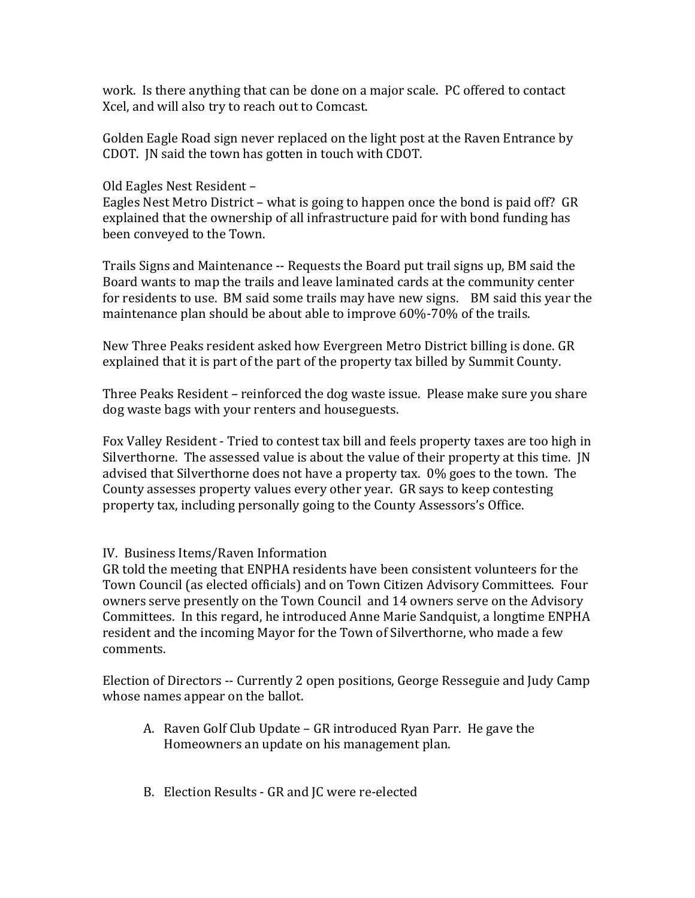work. Is there anything that can be done on a major scale. PC offered to contact Xcel, and will also try to reach out to Comcast.

Golden Eagle Road sign never replaced on the light post at the Raven Entrance by CDOT. JN said the town has gotten in touch with CDOT.

Old Eagles Nest Resident –
Eagles Nest Metro District – what is going to happen once the bond is paid off? GR explained that the ownership of all infrastructure paid for with bond funding has been conveyed to the Town.

Trails Signs and Maintenance -- Requests the Board put trail signs up, BM said the Board wants to map the trails and leave laminated cards at the community center for residents to use. BM said some trails may have new signs. BM said this year the maintenance plan should be about able to improve 60%-70% of the trails.

New Three Peaks resident asked how Evergreen Metro District billing is done. GR explained that it is part of the part of the property tax billed by Summit County.

Three Peaks Resident – reinforced the dog waste issue. Please make sure you share dog waste bags with your renters and houseguests.

Fox Valley Resident - Tried to contest tax bill and feels property taxes are too high in Silverthorne. The assessed value is about the value of their property at this time. JN advised that Silverthorne does not have a property tax. 0% goes to the town. The County assesses property values every other year. GR says to keep contesting property tax, including personally going to the County Assessors's Office.

IV. Business Items/Raven Information
GR told the meeting that ENPHA residents have been consistent volunteers for the Town Council (as elected officials) and on Town Citizen Advisory Committees. Four owners serve presently on the Town Council and 14 owners serve on the Advisory Committees. In this regard, he introduced Anne Marie Sandquist, a longtime ENPHA resident and the incoming Mayor for the Town of Silverthorne, who made a few comments.

Election of Directors -- Currently 2 open positions, George Resseguie and Judy Camp whose names appear on the ballot.

A. Raven Golf Club Update – GR introduced Ryan Parr. He gave the Homeowners an update on his management plan.

B. Election Results - GR and JC were re-elected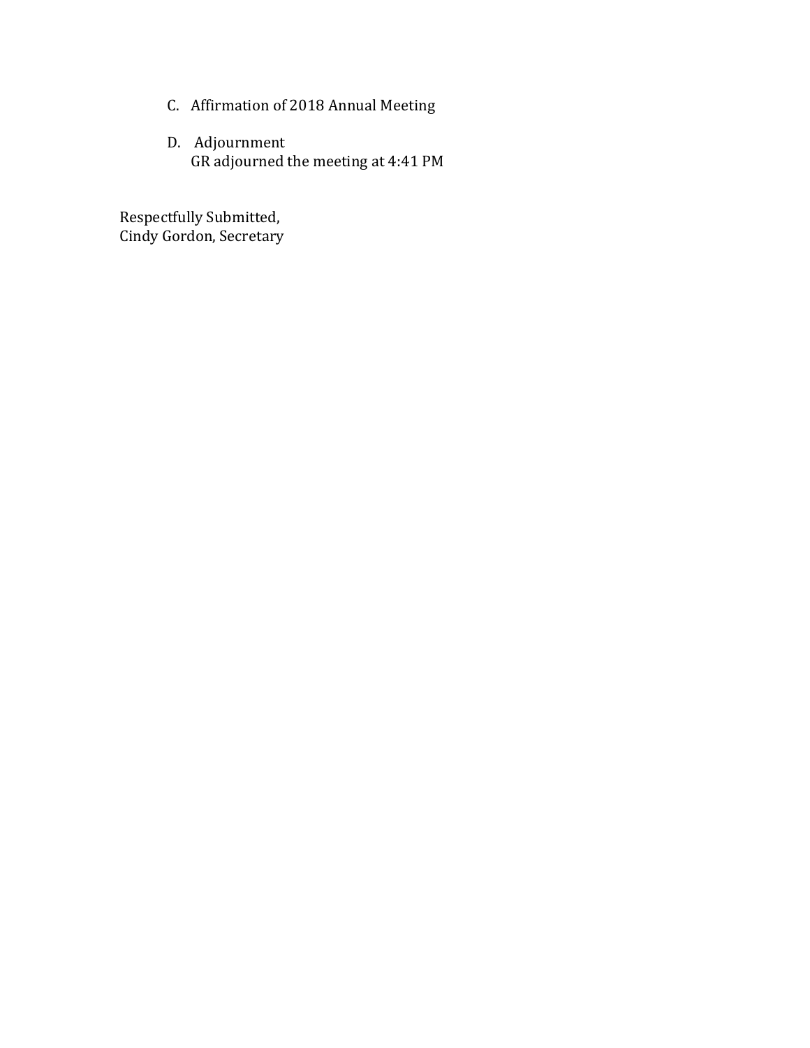C. Affirmation of 2018 Annual Meeting

D. Adjournment
   GR adjourned the meeting at 4:41 PM

Respectfully Submitted,
Cindy Gordon, Secretary